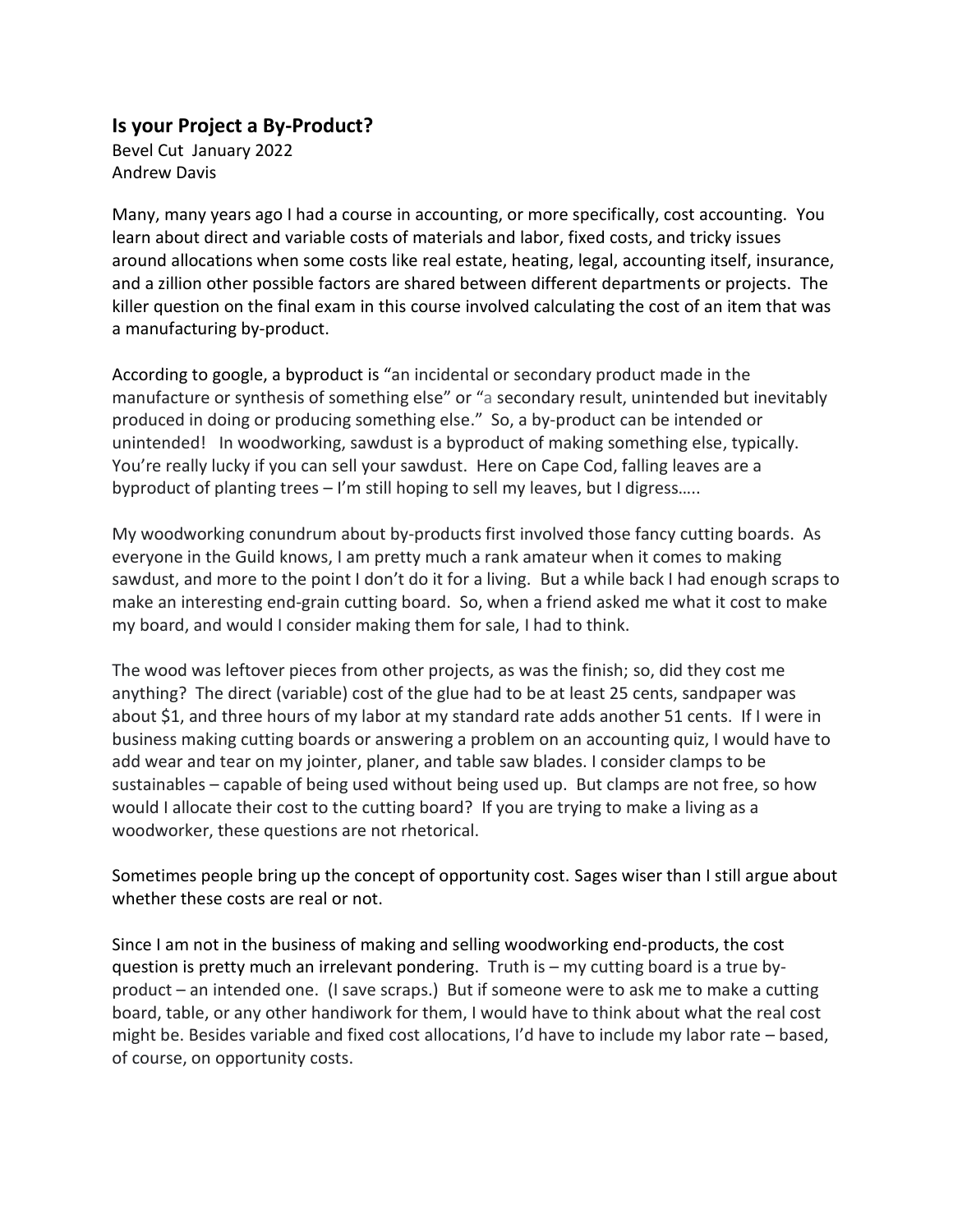## Is your Project a By-Product?

Bevel Cut January 2022
Andrew Davis

Many, many years ago I had a course in accounting, or more specifically, cost accounting. You learn about direct and variable costs of materials and labor, fixed costs, and tricky issues around allocations when some costs like real estate, heating, legal, accounting itself, insurance, and a zillion other possible factors are shared between different departments or projects. The killer question on the final exam in this course involved calculating the cost of an item that was a manufacturing by-product.

According to google, a byproduct is "an incidental or secondary product made in the manufacture or synthesis of something else" or "a secondary result, unintended but inevitably produced in doing or producing something else." So, a by-product can be intended or unintended! In woodworking, sawdust is a byproduct of making something else, typically. You're really lucky if you can sell your sawdust. Here on Cape Cod, falling leaves are a byproduct of planting trees – I'm still hoping to sell my leaves, but I digress…..

My woodworking conundrum about by-products first involved those fancy cutting boards. As everyone in the Guild knows, I am pretty much a rank amateur when it comes to making sawdust, and more to the point I don't do it for a living. But a while back I had enough scraps to make an interesting end-grain cutting board. So, when a friend asked me what it cost to make my board, and would I consider making them for sale, I had to think.

The wood was leftover pieces from other projects, as was the finish; so, did they cost me anything? The direct (variable) cost of the glue had to be at least 25 cents, sandpaper was about $1, and three hours of my labor at my standard rate adds another 51 cents. If I were in business making cutting boards or answering a problem on an accounting quiz, I would have to add wear and tear on my jointer, planer, and table saw blades. I consider clamps to be sustainables – capable of being used without being used up. But clamps are not free, so how would I allocate their cost to the cutting board? If you are trying to make a living as a woodworker, these questions are not rhetorical.

Sometimes people bring up the concept of opportunity cost. Sages wiser than I still argue about whether these costs are real or not.

Since I am not in the business of making and selling woodworking end-products, the cost question is pretty much an irrelevant pondering. Truth is – my cutting board is a true by-product – an intended one. (I save scraps.) But if someone were to ask me to make a cutting board, table, or any other handiwork for them, I would have to think about what the real cost might be. Besides variable and fixed cost allocations, I'd have to include my labor rate – based, of course, on opportunity costs.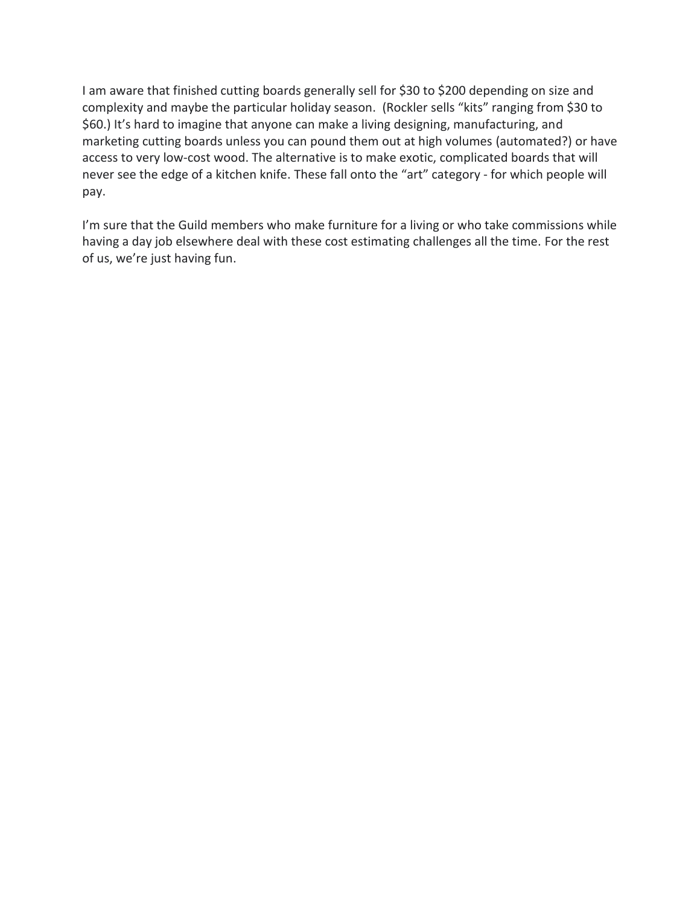I am aware that finished cutting boards generally sell for $30 to $200 depending on size and complexity and maybe the particular holiday season.  (Rockler sells "kits" ranging from $30 to $60.) It's hard to imagine that anyone can make a living designing, manufacturing, and marketing cutting boards unless you can pound them out at high volumes (automated?) or have access to very low-cost wood. The alternative is to make exotic, complicated boards that will never see the edge of a kitchen knife. These fall onto the "art" category - for which people will pay.

I'm sure that the Guild members who make furniture for a living or who take commissions while having a day job elsewhere deal with these cost estimating challenges all the time. For the rest of us, we're just having fun.